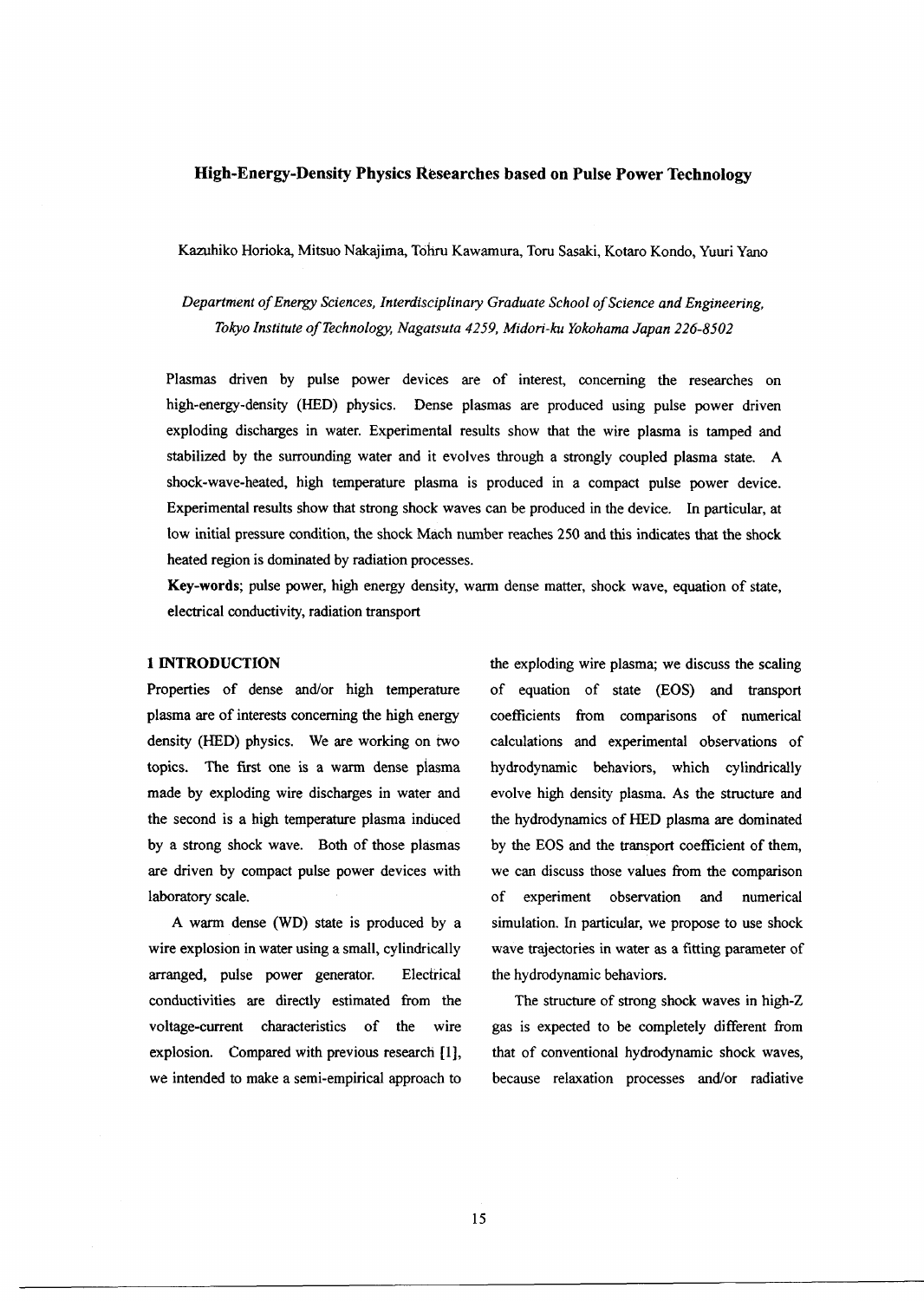# High-Energy-Density Physics Researches based on Pulse Power Technology

Kazuhiko Horioka, Mitsuo Nakajima, Tohru Kawamura, Toru Sasaki, Kotaro Kondo, Yuuri Yano

*Department of Energy Sciences, Interdisciplinary Graduate School of Science and Engineering, Tokyo Institute of Technology, Nagatsuta 4259, Midori-ku Yokohama Japan 226-8502*

Plasmas driven by pulse power devices are of interest, concerning the researches on high-energy-density (HED) physics. Dense plasmas are produced using pulse power driven exploding discharges in water. Experimental results show that the wire plasma is tamped and stabilized by the surrounding water and it evolves through a strongly coupled plasma state. A shock-wave-heated, high temperature plasma is produced in a compact pulse power device. Experimental results show that strong shock waves can be produced in the device. In particular, at low initial pressure condition, the shock Mach number reaches 250 and this indicates that the shock heated region is dominated by radiation processes.

**Key-words**; pulse power, high energy density, warm dense matter, shock wave, equation of state, electrical conductivity, radiation transport

## 1 INTRODUCTION

Properties of dense and/or high temperature plasma are of interests concerning the high energy density (HED) physics. We are working on two topics. The first one is a warm dense plasma made by exploding wire discharges in water and the second is a high temperature plasma induced by a strong shock wave. Both of those plasmas are driven by compact pulse power devices with laboratory scale.

A warm dense (WD) state is produced by a wire explosion in water using a small, cylindrically arranged, pulse power generator. Electrical conductivities are directly estimated from the voltage-current characteristics of the wire explosion. Compared with previous research [1], we intended to make a semi-empirical approach to the exploding wire plasma; we discuss the scaling of equation of state (EOS) and transport coefficients from comparisons of numerical calculations and experimental observations of hydrodynamic behaviors, which cylindrically evolve high density plasma. As the structure and the hydrodynamics of HED plasma are dominated by the EOS and the transport coefficient of them, we can discuss those values from the comparison of experiment observation and numerical simulation. In particular, we propose to use shock wave trajectories in water as a fitting parameter of the hydrodynamic behaviors.

The structure of strong shock waves in high-Z gas is expected to be completely different from that of conventional hydrodynamic shock waves, because relaxation processes and/or radiative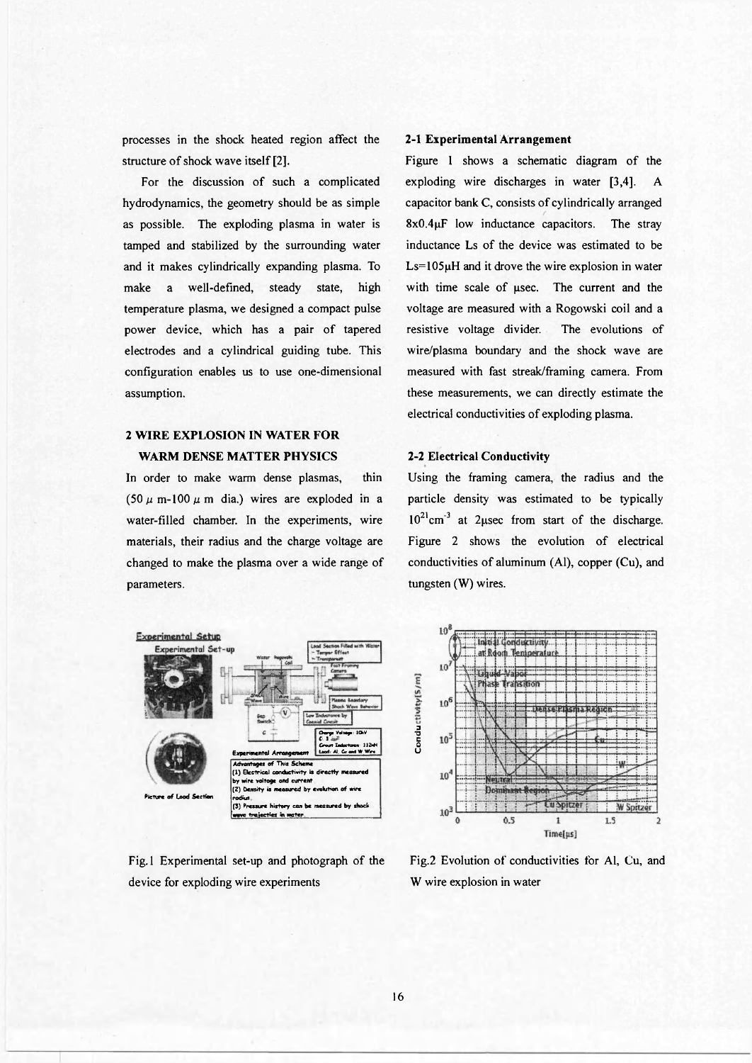processes in the shock heated region affect the structure of shock wave itself [2].

For the discussion of such a complicated hydrodynamics, the geometry should be as simple as possible. The exploding plasma in water is tamped and stabilized by the surrounding water and it makes cylindrically expanding plasma. To make a well-defined, steady state, high temperature plasma, we designed a compact pulse power device, which has a pair of tapered electrodes and a cylindrical guiding tube. This configuration enables us to use one-dimensional assumption.

## 2 WIRE EXPLOSION IN WATER FOR WARM DENSE MATTER PHYSICS

In order to make warm dense plasmas, thin ($50\,\mu$ m-$100\,\mu$ m dia.) wires are exploded in a water-filled chamber. In the experiments, wire materials, their radius and the charge voltage are changed to make the plasma over a wide range of parameters.

Fig.1 Experimental set-up and photograph of the device for exploding wire experiments

### 2-1 Experimental Arrangement

Figure 1 shows a schematic diagram of the exploding wire discharges in water [3,4]. A capacitor bank C, consists of cylindrically arranged 8x0.4μF low inductance capacitors. The stray inductance Ls of the device was estimated to be Ls=105μH and it drove the wire explosion in water with time scale of μsec. The current and the voltage are measured with a Rogowski coil and a resistive voltage divider. The evolutions of wire/plasma boundary and the shock wave are measured with fast streak/framing camera. From these measurements, we can directly estimate the electrical conductivities of exploding plasma.

### 2-2 Electrical Conductivity

Using the framing camera, the radius and the particle density was estimated to be typically $10^{21}\mathrm{cm}^{-3}$ at 2μsec from start of the discharge. Figure 2 shows the evolution of electrical conductivities of aluminum (Al), copper (Cu), and tungsten (W) wires.

Fig.2 Evolution of conductivities for Al, Cu, and W wire explosion in water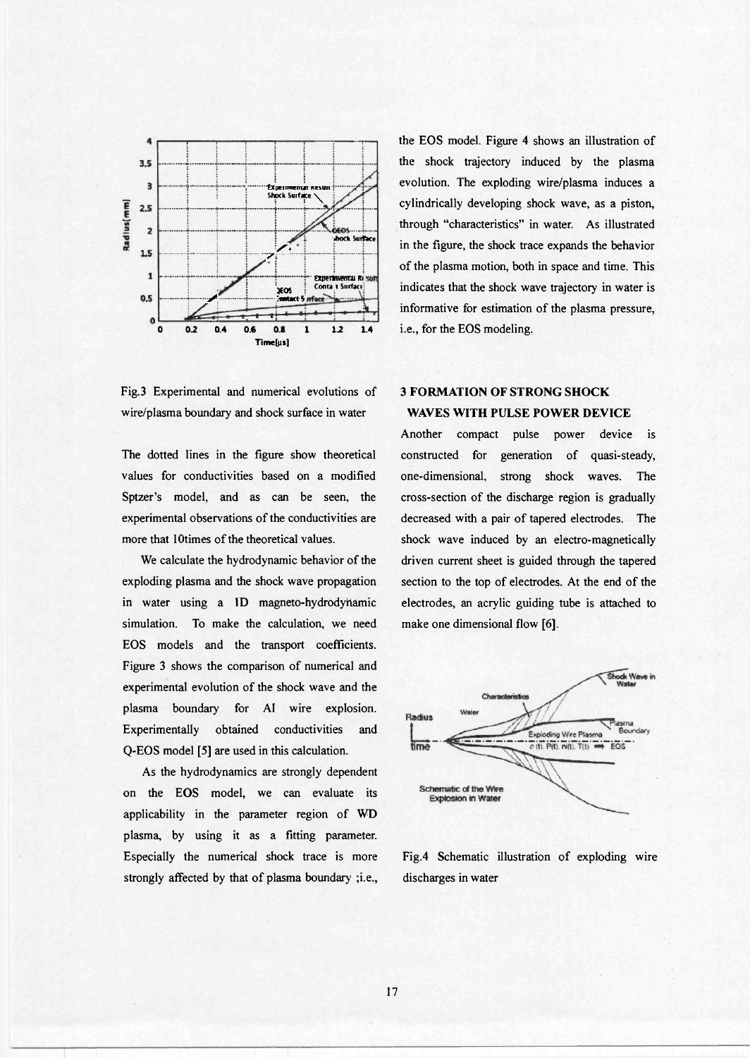Fig.3 Experimental and numerical evolutions of wire/plasma boundary and shock surface in water

The dotted lines in the figure show theoretical values for conductivities based on a modified Sptzer's model, and as can be seen, the experimental observations of the conductivities are more that 10times of the theoretical values.

We calculate the hydrodynamic behavior of the exploding plasma and the shock wave propagation in water using a 1D magneto-hydrodynamic simulation. To make the calculation, we need EOS models and the transport coefficients. Figure 3 shows the comparison of numerical and experimental evolution of the shock wave and the plasma boundary for Al wire explosion. Experimentally obtained conductivities and Q-EOS model [5] are used in this calculation.

As the hydrodynamics are strongly dependent on the EOS model, we can evaluate its applicability in the parameter region of WD plasma, by using it as a fitting parameter. Especially the numerical shock trace is more strongly affected by that of plasma boundary ;i.e., the EOS model. Figure 4 shows an illustration of the shock trajectory induced by the plasma evolution. The exploding wire/plasma induces a cylindrically developing shock wave, as a piston, through "characteristics" in water. As illustrated in the figure, the shock trace expands the behavior of the plasma motion, both in space and time. This indicates that the shock wave trajectory in water is informative for estimation of the plasma pressure, i.e., for the EOS modeling.

## 3 FORMATION OF STRONG SHOCK WAVES WITH PULSE POWER DEVICE

Another compact pulse power device is constructed for generation of quasi-steady, one-dimensional, strong shock waves. The cross-section of the discharge region is gradually decreased with a pair of tapered electrodes. The shock wave induced by an electro-magnetically driven current sheet is guided through the tapered section to the top of electrodes. At the end of the electrodes, an acrylic guiding tube is attached to make one dimensional flow [6].

Fig.4 Schematic illustration of exploding wire discharges in water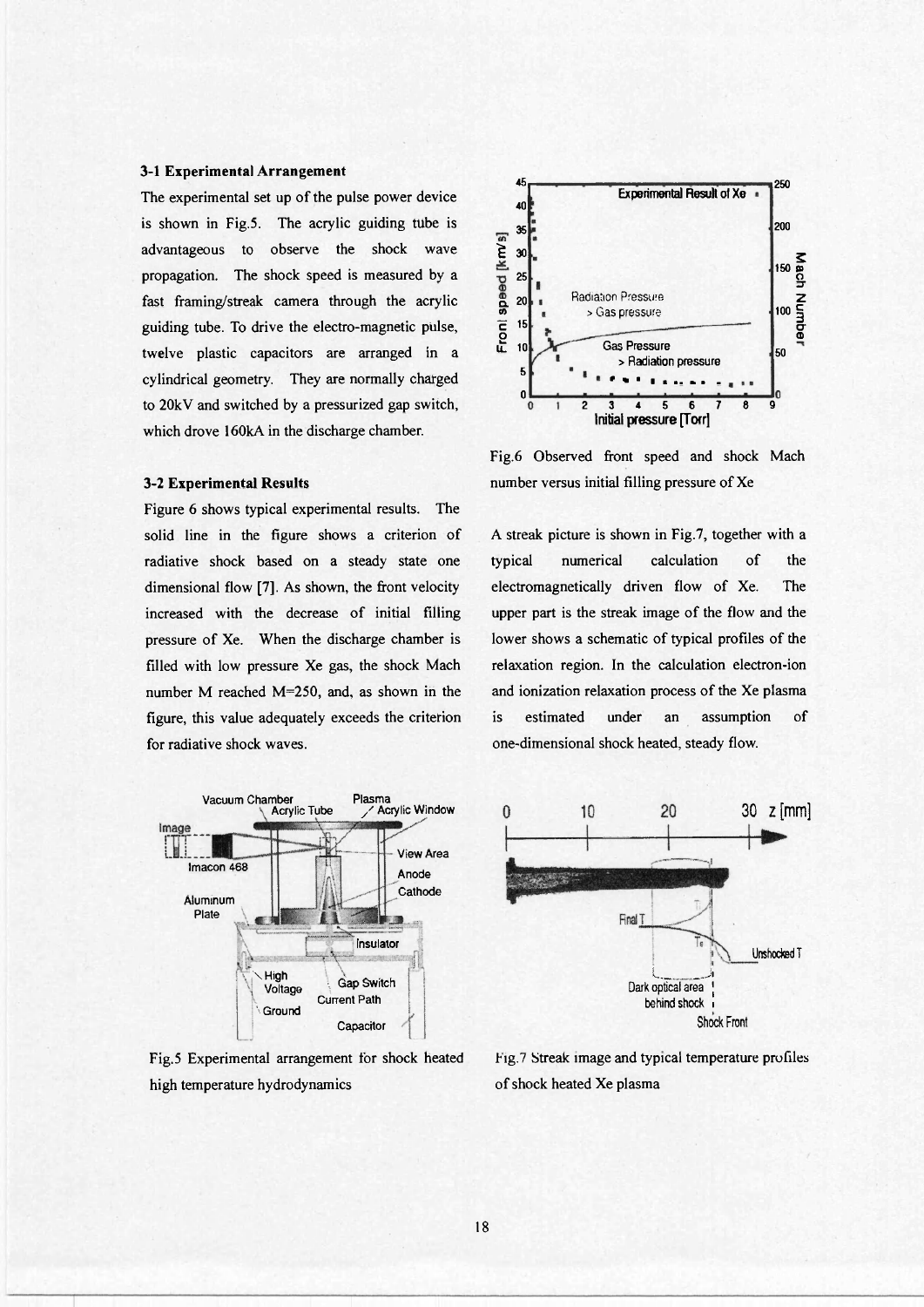### 3-1 Experimental Arrangement

The experimental set up of the pulse power device is shown in Fig.5. The acrylic guiding tube is advantageous to observe the shock wave propagation. The shock speed is measured by a fast framing/streak camera through the acrylic guiding tube. To drive the electro-magnetic pulse, twelve plastic capacitors are arranged in a cylindrical geometry. They are normally charged to 20kV and switched by a pressurized gap switch, which drove 160kA in the discharge chamber.

### 3-2 Experimental Results

Figure 6 shows typical experimental results. The solid line in the figure shows a criterion of radiative shock based on a steady state one dimensional flow [7]. As shown, the front velocity increased with the decrease of initial filling pressure of Xe. When the discharge chamber is filled with low pressure Xe gas, the shock Mach number M reached M=250, and, as shown in the figure, this value adequately exceeds the criterion for radiative shock waves.

Fig.5 Experimental arrangement for shock heated high temperature hydrodynamics

Fig.6 Observed front speed and shock Mach number versus initial filling pressure of Xe

A streak picture is shown in Fig.7, together with a typical numerical calculation of the electromagnetically driven flow of Xe. The upper part is the streak image of the flow and the lower shows a schematic of typical profiles of the relaxation region. In the calculation electron-ion and ionization relaxation process of the Xe plasma is estimated under an assumption of one-dimensional shock heated, steady flow.

Fig.7 Streak image and typical temperature profiles of shock heated Xe plasma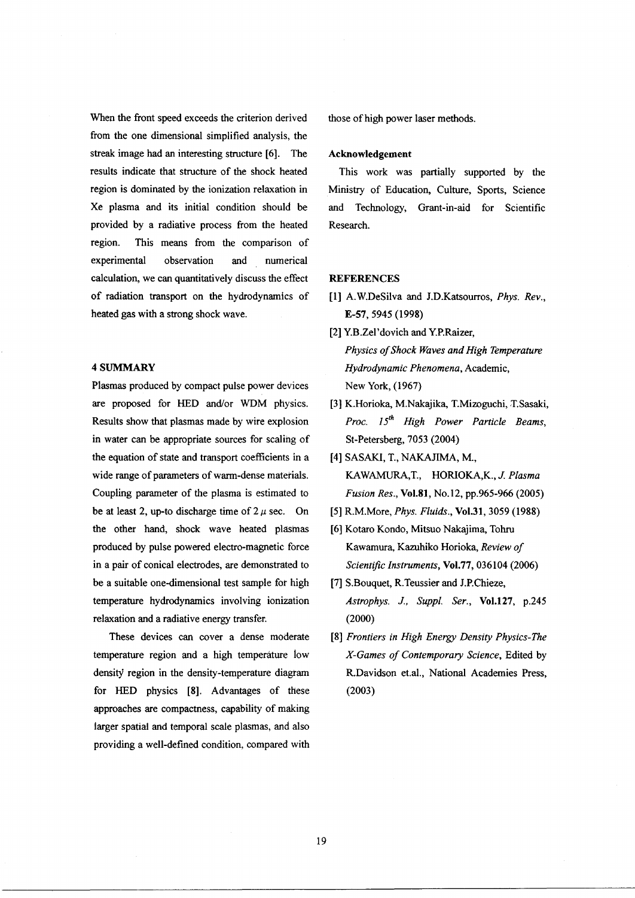When the front speed exceeds the criterion derived from the one dimensional simplified analysis, the streak image had an interesting structure [6]. The results indicate that structure of the shock heated region is dominated by the ionization relaxation in Xe plasma and its initial condition should be provided by a radiative process from the heated region. This means from the comparison of experimental observation and numerical calculation, we can quantitatively discuss the effect of radiation transport on the hydrodynamics of heated gas with a strong shock wave.

## 4 SUMMARY

Plasmas produced by compact pulse power devices are proposed for HED and/or WDM physics. Results show that plasmas made by wire explosion in water can be appropriate sources for scaling of the equation of state and transport coefficients in a wide range of parameters of warm-dense materials. Coupling parameter of the plasma is estimated to be at least 2, up-to discharge time of 2 $\mu$ sec. On the other hand, shock wave heated plasmas produced by pulse powered electro-magnetic force in a pair of conical electrodes, are demonstrated to be a suitable one-dimensional test sample for high temperature hydrodynamics involving ionization relaxation and a radiative energy transfer.

These devices can cover a dense moderate temperature region and a high temperature low density region in the density-temperature diagram for HED physics [8]. Advantages of these approaches are compactness, capability of making larger spatial and temporal scale plasmas, and also providing a well-defined condition, compared with those of high power laser methods.

### Acknowledgement

This work was partially supported by the Ministry of Education, Culture, Sports, Science and Technology, Grant-in-aid for Scientific Research.

## REFERENCES

[1] A.W.DeSilva and J.D.Katsourros, *Phys. Rev.*, **E-57**, 5945 (1998)

[2] Y.B.Zel'dovich and Y.P.Raizer, *Physics of Shock Waves and High Temperature Hydrodynamic Phenomena*, Academic, New York, (1967)

[3] K.Horioka, M.Nakajika, T.Mizoguchi, T.Sasaki, *Proc. 15th High Power Particle Beams*, St-Petersberg, 7053 (2004)

[4] SASAKI, T., NAKAJIMA, M., KAWAMURA,T., HORIOKA,K., *J. Plasma Fusion Res.*, **Vol.81**, No.12, pp.965-966 (2005)

[5] R.M.More, *Phys. Fluids.*, **Vol.31**, 3059 (1988)

[6] Kotaro Kondo, Mitsuo Nakajima, Tohru Kawamura, Kazuhiko Horioka, *Review of Scientific Instruments*, **Vol.77**, 036104 (2006)

[7] S.Bouquet, R.Teussier and J.P.Chieze, *Astrophys. J., Suppl. Ser.*, **Vol.127**, p.245 (2000)

[8] *Frontiers in High Energy Density Physics-The X-Games of Contemporary Science*, Edited by R.Davidson et.al., National Academies Press, (2003)